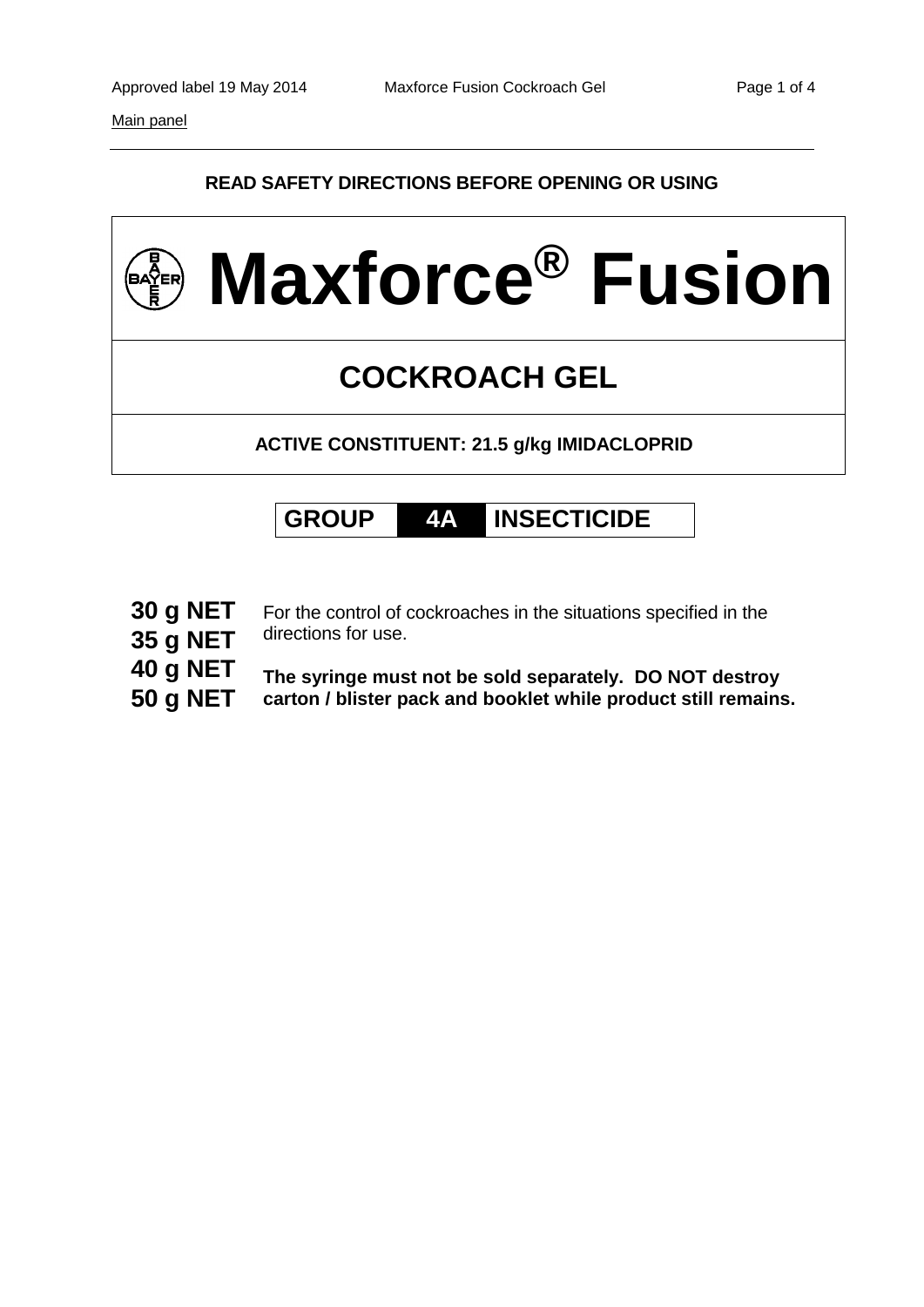Main panel

**READ SAFETY DIRECTIONS BEFORE OPENING OR USING**

# Maxforce® Fusion

## COCKROACH GEL

**ACTIVE CONSTITUENT: 21.5 g/kg IMIDACLOPRID**

**GROUP 4A INSECTICIDE**

**30 g NET**
**35 g NET**
**40 g NET**
**50 g NET**

For the control of cockroaches in the situations specified in the directions for use.

**The syringe must not be sold separately. DO NOT destroy carton / blister pack and booklet while product still remains.**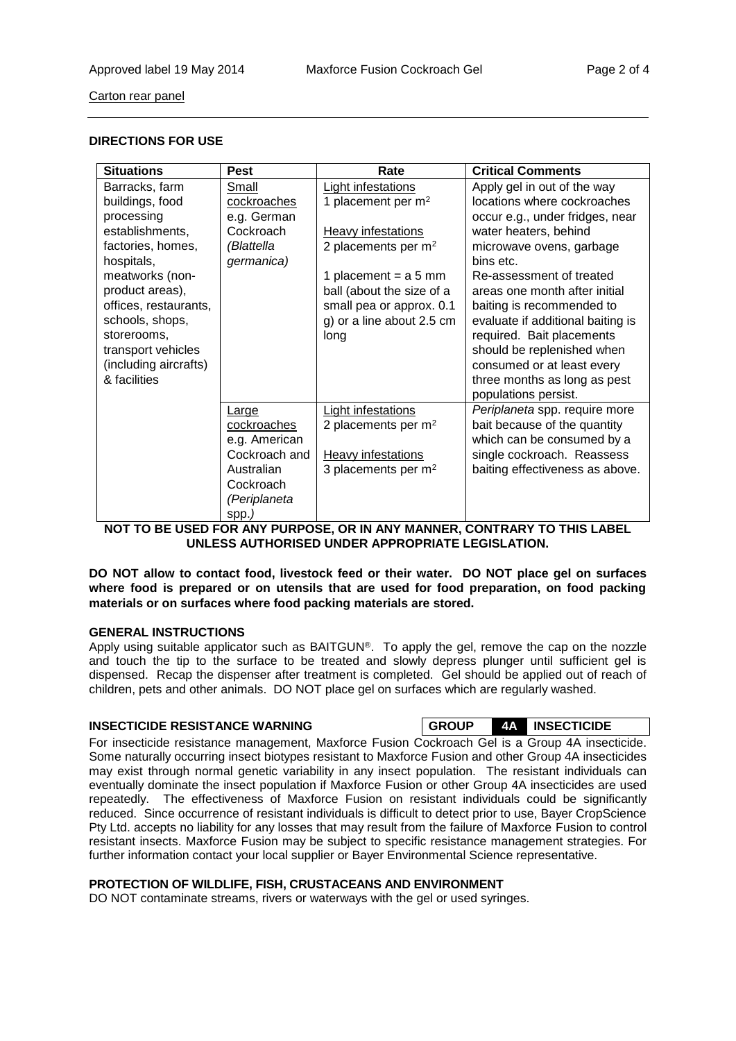Carton rear panel

## DIRECTIONS FOR USE

| Situations | Pest | Rate | Critical Comments |
|---|---|---|---|
| Barracks, farm buildings, food processing establishments, factories, homes, hospitals, meatworks (non-product areas), offices, restaurants, schools, shops, storerooms, transport vehicles (including aircrafts) & facilities | Small cockroaches e.g. German Cockroach (*Blattella germanica*) | Light infestations<br>1 placement per m$^2$<br><br>Heavy infestations<br>2 placements per m$^2$<br><br>1 placement = a 5 mm ball (about the size of a small pea or approx. 0.1 g) or a line about 2.5 cm long | Apply gel in out of the way locations where cockroaches occur e.g., under fridges, near water heaters, behind microwave ovens, garbage bins etc.<br>Re-assessment of treated areas one month after initial baiting is recommended to evaluate if additional baiting is required. Bait placements should be replenished when consumed or at least every three months as long as pest populations persist. |
| | Large cockroaches e.g. American Cockroach and Australian Cockroach (*Periplaneta* spp.) | Light infestations<br>2 placements per m$^2$<br><br>Heavy infestations<br>3 placements per m$^2$ | *Periplaneta* spp. require more bait because of the quantity which can be consumed by a single cockroach. Reassess baiting effectiveness as above. |

**NOT TO BE USED FOR ANY PURPOSE, OR IN ANY MANNER, CONTRARY TO THIS LABEL UNLESS AUTHORISED UNDER APPROPRIATE LEGISLATION.**

**DO NOT allow to contact food, livestock feed or their water. DO NOT place gel on surfaces where food is prepared or on utensils that are used for food preparation, on food packing materials or on surfaces where food packing materials are stored.**

### GENERAL INSTRUCTIONS

Apply using suitable applicator such as BAITGUN®. To apply the gel, remove the cap on the nozzle and touch the tip to the surface to be treated and slowly depress plunger until sufficient gel is dispensed. Recap the dispenser after treatment is completed. Gel should be applied out of reach of children, pets and other animals. DO NOT place gel on surfaces which are regularly washed.

### INSECTICIDE RESISTANCE WARNING

**GROUP 4A INSECTICIDE**

For insecticide resistance management, Maxforce Fusion Cockroach Gel is a Group 4A insecticide. Some naturally occurring insect biotypes resistant to Maxforce Fusion and other Group 4A insecticides may exist through normal genetic variability in any insect population. The resistant individuals can eventually dominate the insect population if Maxforce Fusion or other Group 4A insecticides are used repeatedly. The effectiveness of Maxforce Fusion on resistant individuals could be significantly reduced. Since occurrence of resistant individuals is difficult to detect prior to use, Bayer CropScience Pty Ltd. accepts no liability for any losses that may result from the failure of Maxforce Fusion to control resistant insects. Maxforce Fusion may be subject to specific resistance management strategies. For further information contact your local supplier or Bayer Environmental Science representative.

### PROTECTION OF WILDLIFE, FISH, CRUSTACEANS AND ENVIRONMENT

DO NOT contaminate streams, rivers or waterways with the gel or used syringes.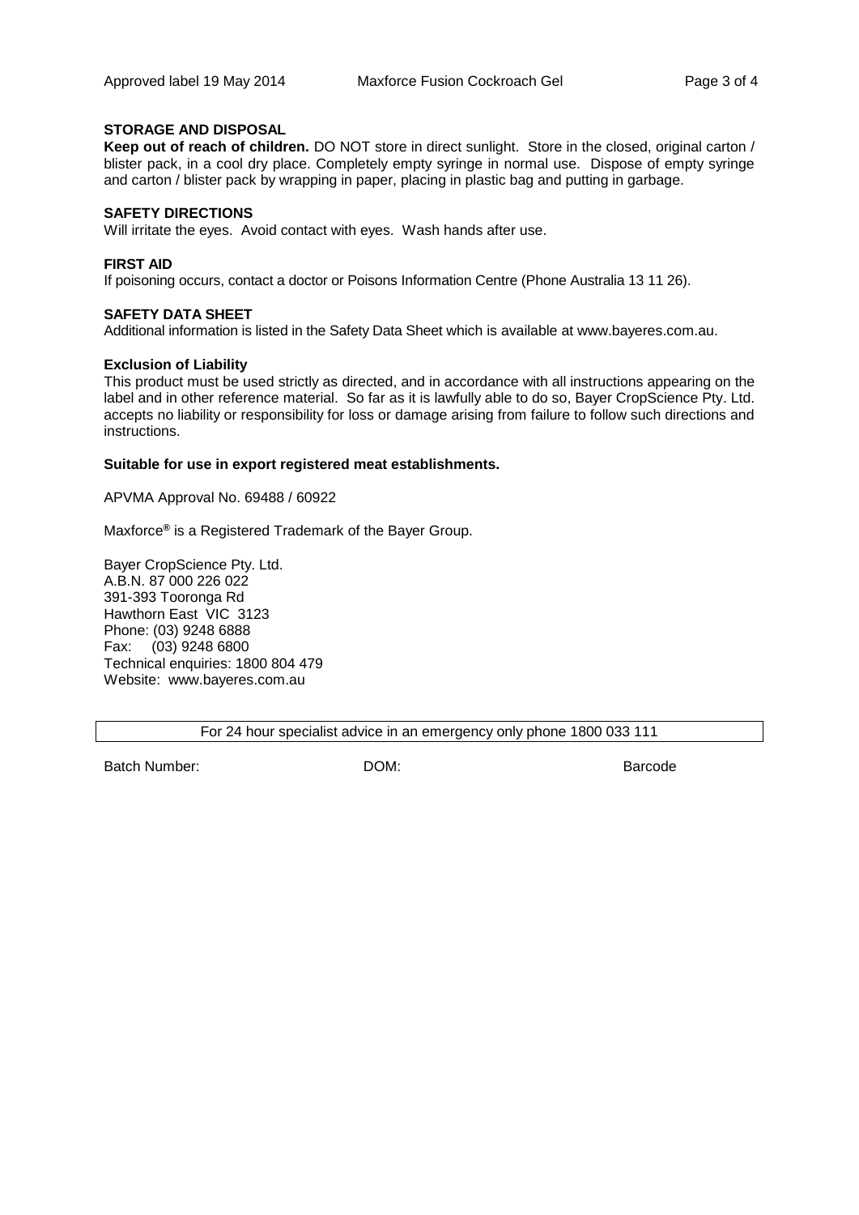## STORAGE AND DISPOSAL

**Keep out of reach of children.** DO NOT store in direct sunlight. Store in the closed, original carton / blister pack, in a cool dry place. Completely empty syringe in normal use. Dispose of empty syringe and carton / blister pack by wrapping in paper, placing in plastic bag and putting in garbage.

## SAFETY DIRECTIONS

Will irritate the eyes. Avoid contact with eyes. Wash hands after use.

## FIRST AID

If poisoning occurs, contact a doctor or Poisons Information Centre (Phone Australia 13 11 26).

## SAFETY DATA SHEET

Additional information is listed in the Safety Data Sheet which is available at www.bayeres.com.au.

## Exclusion of Liability

This product must be used strictly as directed, and in accordance with all instructions appearing on the label and in other reference material. So far as it is lawfully able to do so, Bayer CropScience Pty. Ltd. accepts no liability or responsibility for loss or damage arising from failure to follow such directions and instructions.

**Suitable for use in export registered meat establishments.**

APVMA Approval No. 69488 / 60922

Maxforce® is a Registered Trademark of the Bayer Group.

Bayer CropScience Pty. Ltd.
A.B.N. 87 000 226 022
391-393 Tooronga Rd
Hawthorn East VIC 3123
Phone: (03) 9248 6888
Fax: (03) 9248 6800
Technical enquiries: 1800 804 479
Website: www.bayeres.com.au

For 24 hour specialist advice in an emergency only phone 1800 033 111

Batch Number: DOM: Barcode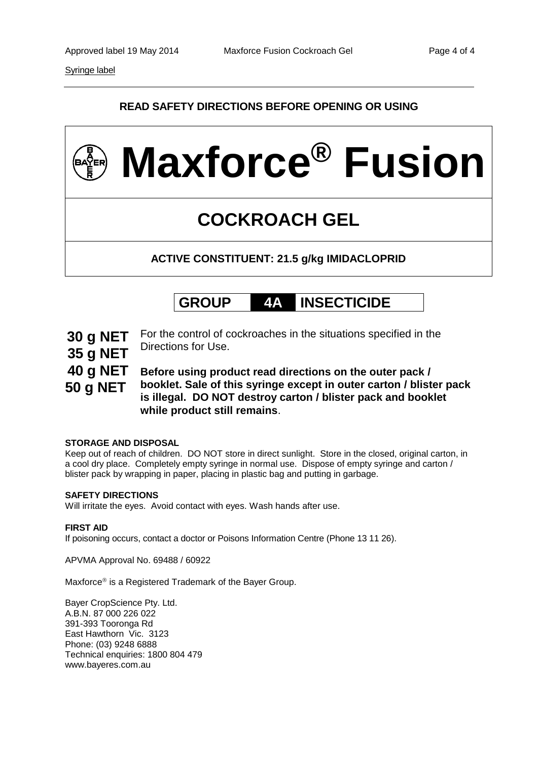Syringe label

**READ SAFETY DIRECTIONS BEFORE OPENING OR USING**

# Maxforce® Fusion

## COCKROACH GEL

**ACTIVE CONSTITUENT: 21.5 g/kg IMIDACLOPRID**

**GROUP 4A INSECTICIDE**

**30 g NET**
**35 g NET**
**40 g NET**
**50 g NET**

For the control of cockroaches in the situations specified in the Directions for Use.

**Before using product read directions on the outer pack / booklet. Sale of this syringe except in outer carton / blister pack is illegal. DO NOT destroy carton / blister pack and booklet while product still remains**.

**STORAGE AND DISPOSAL**

Keep out of reach of children. DO NOT store in direct sunlight. Store in the closed, original carton, in a cool dry place. Completely empty syringe in normal use. Dispose of empty syringe and carton / blister pack by wrapping in paper, placing in plastic bag and putting in garbage.

**SAFETY DIRECTIONS**

Will irritate the eyes. Avoid contact with eyes. Wash hands after use.

**FIRST AID**

If poisoning occurs, contact a doctor or Poisons Information Centre (Phone 13 11 26).

APVMA Approval No. 69488 / 60922

Maxforce® is a Registered Trademark of the Bayer Group.

Bayer CropScience Pty. Ltd.
A.B.N. 87 000 226 022
391-393 Tooronga Rd
East Hawthorn Vic. 3123
Phone: (03) 9248 6888
Technical enquiries: 1800 804 479
www.bayeres.com.au